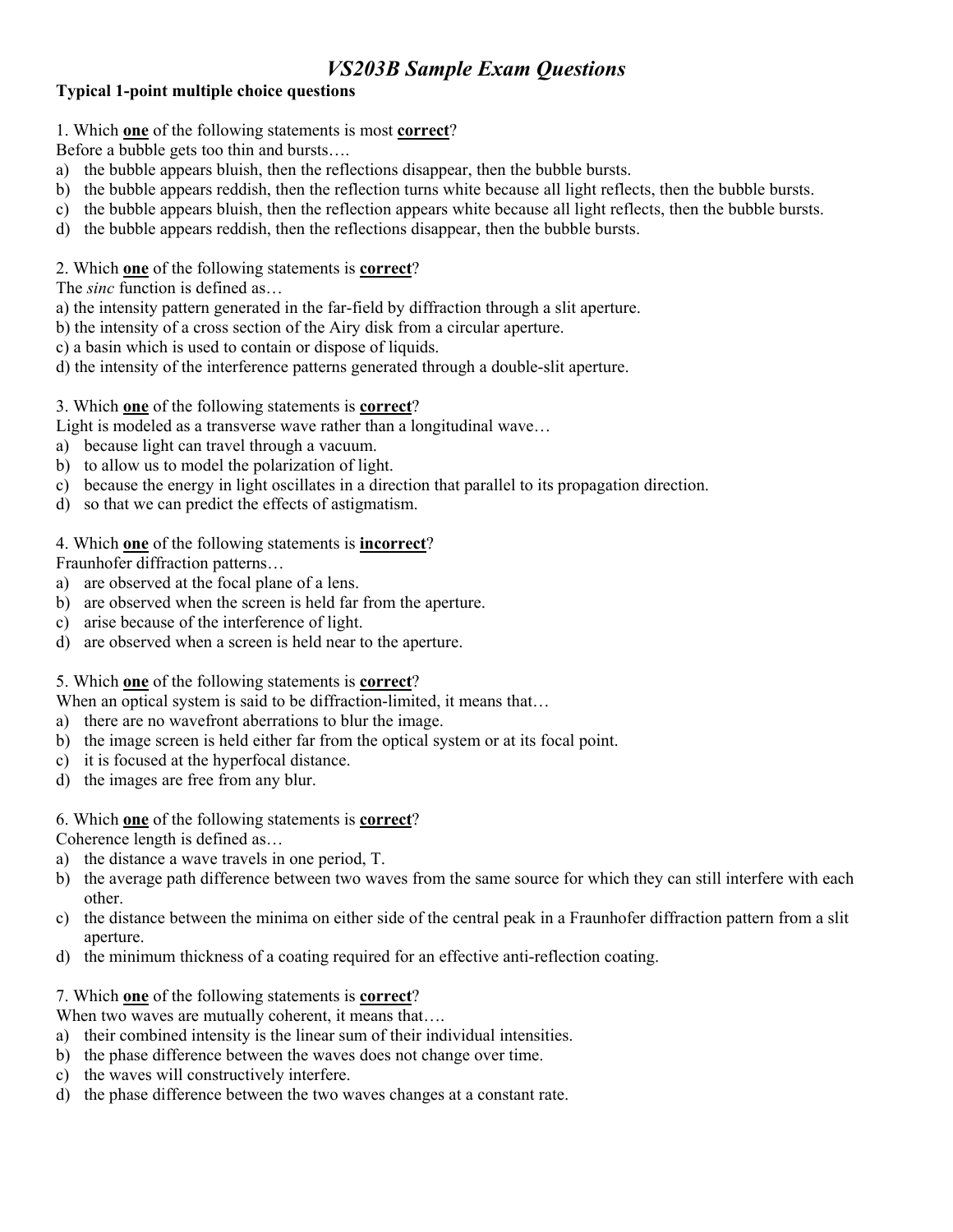# *VS203B Sample Exam Questions*

**Typical 1-point multiple choice questions**

1. Which **one** of the following statements is most **correct**?
Before a bubble gets too thin and bursts….
a) the bubble appears bluish, then the reflections disappear, then the bubble bursts.
b) the bubble appears reddish, then the reflection turns white because all light reflects, then the bubble bursts.
c) the bubble appears bluish, then the reflection appears white because all light reflects, then the bubble bursts.
d) the bubble appears reddish, then the reflections disappear, then the bubble bursts.

2. Which **one** of the following statements is **correct**?
The *sinc* function is defined as…
a) the intensity pattern generated in the far-field by diffraction through a slit aperture.
b) the intensity of a cross section of the Airy disk from a circular aperture.
c) a basin which is used to contain or dispose of liquids.
d) the intensity of the interference patterns generated through a double-slit aperture.

3. Which **one** of the following statements is **correct**?
Light is modeled as a transverse wave rather than a longitudinal wave…
a) because light can travel through a vacuum.
b) to allow us to model the polarization of light.
c) because the energy in light oscillates in a direction that parallel to its propagation direction.
d) so that we can predict the effects of astigmatism.

4. Which **one** of the following statements is **incorrect**?
Fraunhofer diffraction patterns…
a) are observed at the focal plane of a lens.
b) are observed when the screen is held far from the aperture.
c) arise because of the interference of light.
d) are observed when a screen is held near to the aperture.

5. Which **one** of the following statements is **correct**?
When an optical system is said to be diffraction-limited, it means that…
a) there are no wavefront aberrations to blur the image.
b) the image screen is held either far from the optical system or at its focal point.
c) it is focused at the hyperfocal distance.
d) the images are free from any blur.

6. Which **one** of the following statements is **correct**?
Coherence length is defined as…
a) the distance a wave travels in one period, T.
b) the average path difference between two waves from the same source for which they can still interfere with each other.
c) the distance between the minima on either side of the central peak in a Fraunhofer diffraction pattern from a slit aperture.
d) the minimum thickness of a coating required for an effective anti-reflection coating.

7. Which **one** of the following statements is **correct**?
When two waves are mutually coherent, it means that….
a) their combined intensity is the linear sum of their individual intensities.
b) the phase difference between the waves does not change over time.
c) the waves will constructively interfere.
d) the phase difference between the two waves changes at a constant rate.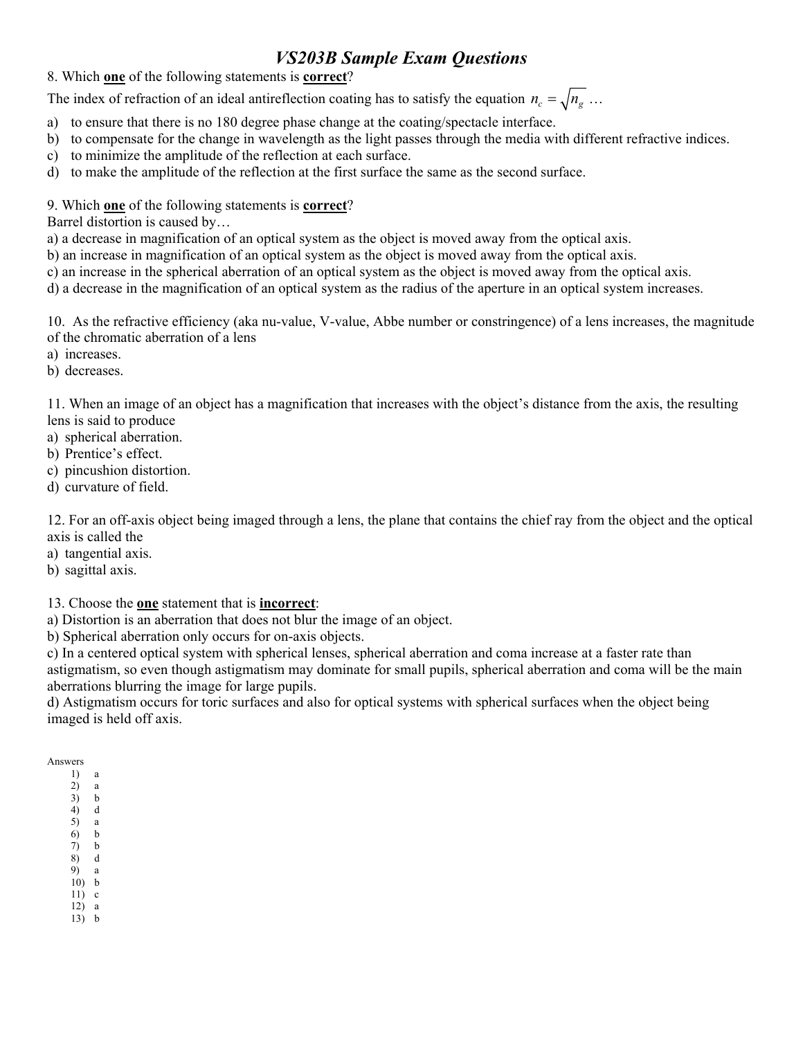# *VS203B Sample Exam Questions*

8. Which **one** of the following statements is **correct**?

The index of refraction of an ideal antireflection coating has to satisfy the equation $n_c = \sqrt{n_g}$ …

a) to ensure that there is no 180 degree phase change at the coating/spectacle interface.
b) to compensate for the change in wavelength as the light passes through the media with different refractive indices.
c) to minimize the amplitude of the reflection at each surface.
d) to make the amplitude of the reflection at the first surface the same as the second surface.

9. Which **one** of the following statements is **correct**?

Barrel distortion is caused by…

a) a decrease in magnification of an optical system as the object is moved away from the optical axis.
b) an increase in magnification of an optical system as the object is moved away from the optical axis.
c) an increase in the spherical aberration of an optical system as the object is moved away from the optical axis.
d) a decrease in the magnification of an optical system as the radius of the aperture in an optical system increases.

10. As the refractive efficiency (aka nu-value, V-value, Abbe number or constringence) of a lens increases, the magnitude of the chromatic aberration of a lens

a) increases.
b) decreases.

11. When an image of an object has a magnification that increases with the object's distance from the axis, the resulting lens is said to produce

a) spherical aberration.
b) Prentice's effect.
c) pincushion distortion.
d) curvature of field.

12. For an off-axis object being imaged through a lens, the plane that contains the chief ray from the object and the optical axis is called the

a) tangential axis.
b) sagittal axis.

13. Choose the **one** statement that is **incorrect**:

a) Distortion is an aberration that does not blur the image of an object.
b) Spherical aberration only occurs for on-axis objects.
c) In a centered optical system with spherical lenses, spherical aberration and coma increase at a faster rate than astigmatism, so even though astigmatism may dominate for small pupils, spherical aberration and coma will be the main aberrations blurring the image for large pupils.
d) Astigmatism occurs for toric surfaces and also for optical systems with spherical surfaces when the object being imaged is held off axis.

Answers

1) a
2) a
3) b
4) d
5) a
6) b
7) b
8) d
9) a
10) b
11) c
12) a
13) b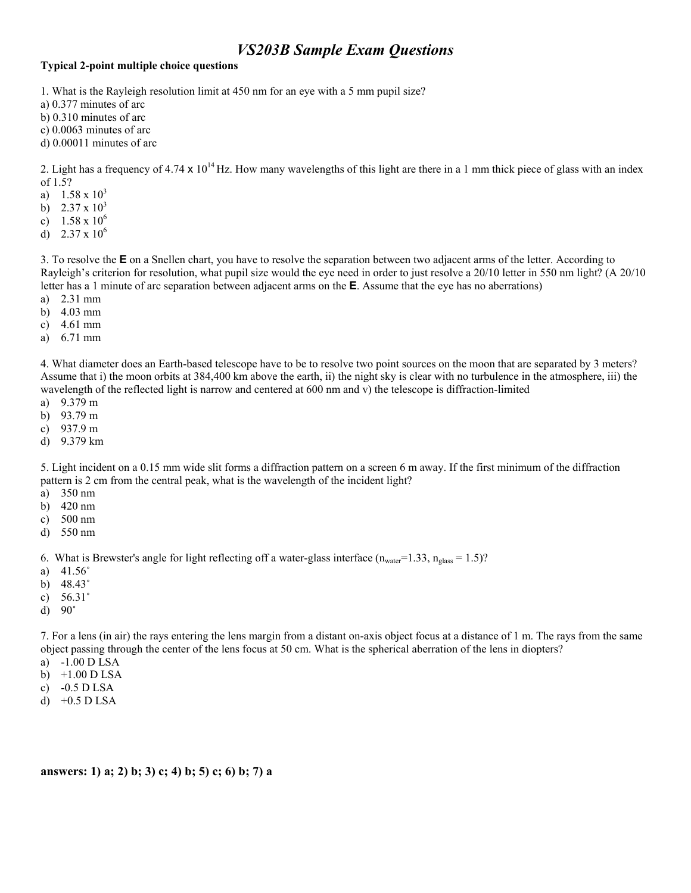# *VS203B Sample Exam Questions*

**Typical 2-point multiple choice questions**

1. What is the Rayleigh resolution limit at 450 nm for an eye with a 5 mm pupil size?
a) 0.377 minutes of arc
b) 0.310 minutes of arc
c) 0.0063 minutes of arc
d) 0.00011 minutes of arc

2. Light has a frequency of $4.74 \times 10^{14}$ Hz. How many wavelengths of this light are there in a 1 mm thick piece of glass with an index of 1.5?
a) $1.58 \times 10^{3}$
b) $2.37 \times 10^{3}$
c) $1.58 \times 10^{6}$
d) $2.37 \times 10^{6}$

3. To resolve the **E** on a Snellen chart, you have to resolve the separation between two adjacent arms of the letter. According to Rayleigh's criterion for resolution, what pupil size would the eye need in order to just resolve a 20/10 letter in 550 nm light? (A 20/10 letter has a 1 minute of arc separation between adjacent arms on the **E**. Assume that the eye has no aberrations)
a) 2.31 mm
b) 4.03 mm
c) 4.61 mm
a) 6.71 mm

4. What diameter does an Earth-based telescope have to be to resolve two point sources on the moon that are separated by 3 meters? Assume that i) the moon orbits at 384,400 km above the earth, ii) the night sky is clear with no turbulence in the atmosphere, iii) the wavelength of the reflected light is narrow and centered at 600 nm and v) the telescope is diffraction-limited
a) 9.379 m
b) 93.79 m
c) 937.9 m
d) 9.379 km

5. Light incident on a 0.15 mm wide slit forms a diffraction pattern on a screen 6 m away. If the first minimum of the diffraction pattern is 2 cm from the central peak, what is the wavelength of the incident light?
a) 350 nm
b) 420 nm
c) 500 nm
d) 550 nm

6. What is Brewster's angle for light reflecting off a water-glass interface ($n_{water}$=1.33, $n_{glass}$ = 1.5)?
a) 41.56˚
b) 48.43˚
c) 56.31˚
d) 90˚

7. For a lens (in air) the rays entering the lens margin from a distant on-axis object focus at a distance of 1 m. The rays from the same object passing through the center of the lens focus at 50 cm. What is the spherical aberration of the lens in diopters?
a) -1.00 D LSA
b) +1.00 D LSA
c) -0.5 D LSA
d) +0.5 D LSA

**answers: 1) a; 2) b; 3) c; 4) b; 5) c; 6) b; 7) a**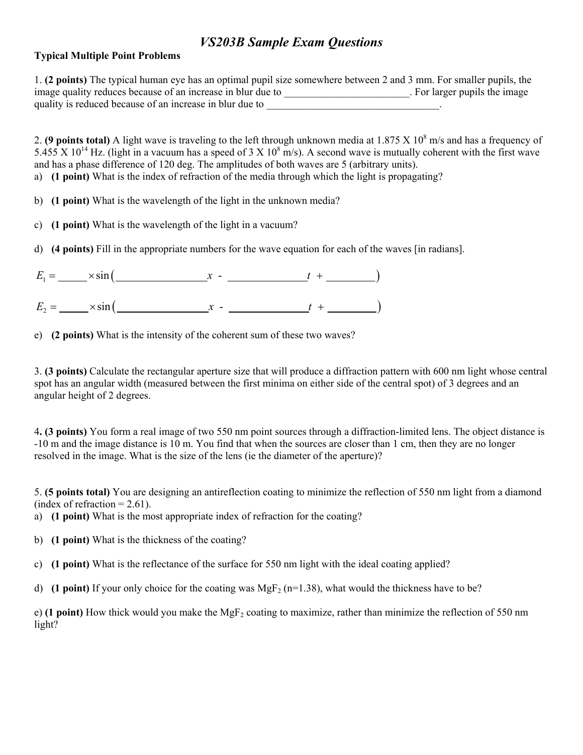# *VS203B Sample Exam Questions*

**Typical Multiple Point Problems**

1. **(2 points)** The typical human eye has an optimal pupil size somewhere between 2 and 3 mm. For smaller pupils, the image quality reduces because of an increase in blur due to ________________________. For larger pupils the image quality is reduced because of an increase in blur due to _________________________________.

2. **(9 points total)** A light wave is traveling to the left through unknown media at 1.875 X $10^8$ m/s and has a frequency of 5.455 X $10^{14}$ Hz. (light in a vacuum has a speed of 3 X $10^8$ m/s). A second wave is mutually coherent with the first wave and has a phase difference of 120 deg. The amplitudes of both waves are 5 (arbitrary units).

a) **(1 point)** What is the index of refraction of the media through which the light is propagating?

b) **(1 point)** What is the wavelength of the light in the unknown media?

c) **(1 point)** What is the wavelength of the light in a vacuum?

d) **(4 points)** Fill in the appropriate numbers for the wave equation for each of the waves [in radians].

$$E_1 = \_\_\_\_\_ \times \sin\left(\_\_\_\_\_\_\_\_\_\_\_\_\_\_\_\_ x \ - \ \_\_\_\_\_\_\_\_\_\_\_\_\_\_ t \ + \ \_\_\_\_\_\_\_\_\right)$$

$$E_2 = \_\_\_\_\_ \times \sin\left(\_\_\_\_\_\_\_\_\_\_\_\_\_\_\_\_ x \ - \ \_\_\_\_\_\_\_\_\_\_\_\_\_\_ t \ + \ \_\_\_\_\_\_\_\_\right)$$

e) **(2 points)** What is the intensity of the coherent sum of these two waves?

3. **(3 points)** Calculate the rectangular aperture size that will produce a diffraction pattern with 600 nm light whose central spot has an angular width (measured between the first minima on either side of the central spot) of 3 degrees and an angular height of 2 degrees.

4. **(3 points)** You form a real image of two 550 nm point sources through a diffraction-limited lens. The object distance is -10 m and the image distance is 10 m. You find that when the sources are closer than 1 cm, then they are no longer resolved in the image. What is the size of the lens (ie the diameter of the aperture)?

5. **(5 points total)** You are designing an antireflection coating to minimize the reflection of 550 nm light from a diamond (index of refraction = 2.61).

a) **(1 point)** What is the most appropriate index of refraction for the coating?

b) **(1 point)** What is the thickness of the coating?

c) **(1 point)** What is the reflectance of the surface for 550 nm light with the ideal coating applied?

d) **(1 point)** If your only choice for the coating was $MgF_2$ (n=1.38), what would the thickness have to be?

e) **(1 point)** How thick would you make the $MgF_2$ coating to maximize, rather than minimize the reflection of 550 nm light?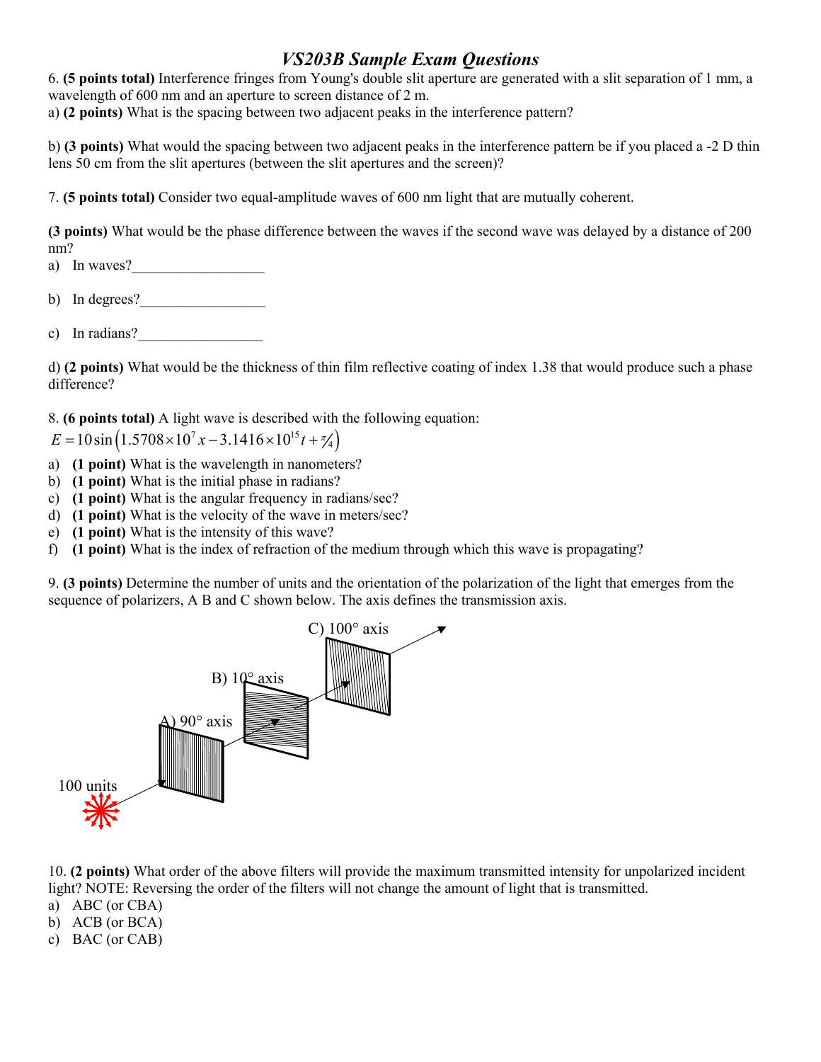# *VS203B Sample Exam Questions*

6. **(5 points total)** Interference fringes from Young's double slit aperture are generated with a slit separation of 1 mm, a wavelength of 600 nm and an aperture to screen distance of 2 m.

a) **(2 points)** What is the spacing between two adjacent peaks in the interference pattern?

b) **(3 points)** What would the spacing between two adjacent peaks in the interference pattern be if you placed a -2 D thin lens 50 cm from the slit apertures (between the slit apertures and the screen)?

7. **(5 points total)** Consider two equal-amplitude waves of 600 nm light that are mutually coherent.

**(3 points)** What would be the phase difference between the waves if the second wave was delayed by a distance of 200 nm?

a) In waves?__________________

b) In degrees?_________________

c) In radians?_________________

d) **(2 points)** What would be the thickness of thin film reflective coating of index 1.38 that would produce such a phase difference?

8. **(6 points total)** A light wave is described with the following equation:

$$E = 10\sin\left(1.5708\times10^{7}x - 3.1416\times10^{15}t + \pi/4\right)$$

a) **(1 point)** What is the wavelength in nanometers?
b) **(1 point)** What is the initial phase in radians?
c) **(1 point)** What is the angular frequency in radians/sec?
d) **(1 point)** What is the velocity of the wave in meters/sec?
e) **(1 point)** What is the intensity of this wave?
f) **(1 point)** What is the index of refraction of the medium through which this wave is propagating?

9. **(3 points)** Determine the number of units and the orientation of the polarization of the light that emerges from the sequence of polarizers, A B and C shown below. The axis defines the transmission axis.

100 units

A) 90° axis

B) 10° axis

C) 100° axis

10. **(2 points)** What order of the above filters will provide the maximum transmitted intensity for unpolarized incident light? NOTE: Reversing the order of the filters will not change the amount of light that is transmitted.

a) ABC (or CBA)
b) ACB (or BCA)
c) BAC (or CAB)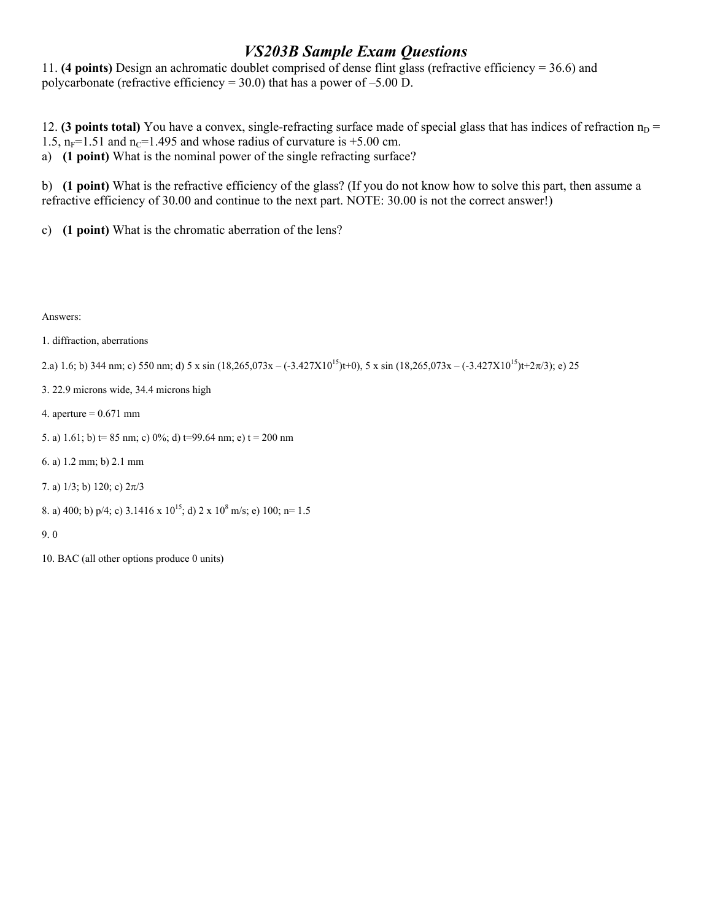# *VS203B Sample Exam Questions*

11. **(4 points)** Design an achromatic doublet comprised of dense flint glass (refractive efficiency = 36.6) and polycarbonate (refractive efficiency = 30.0) that has a power of –5.00 D.

12. **(3 points total)** You have a convex, single-refracting surface made of special glass that has indices of refraction $n_D$ = 1.5, $n_F$=1.51 and $n_C$=1.495 and whose radius of curvature is +5.00 cm.

a) **(1 point)** What is the nominal power of the single refracting surface?

b) **(1 point)** What is the refractive efficiency of the glass? (If you do not know how to solve this part, then assume a refractive efficiency of 30.00 and continue to the next part. NOTE: 30.00 is not the correct answer!)

c) **(1 point)** What is the chromatic aberration of the lens?

Answers:

1. diffraction, aberrations

2.a) 1.6; b) 344 nm; c) 550 nm; d) 5 x sin (18,265,073x – (-3.427X$10^{15}$)t+0), 5 x sin (18,265,073x – (-3.427X$10^{15}$)t+2π/3); e) 25

3. 22.9 microns wide, 34.4 microns high

4. aperture = 0.671 mm

5. a) 1.61; b) t= 85 nm; c) 0%; d) t=99.64 nm; e) t = 200 nm

6. a) 1.2 mm; b) 2.1 mm

7. a) 1/3; b) 120; c) 2π/3

8. a) 400; b) p/4; c) 3.1416 x $10^{15}$; d) 2 x $10^8$ m/s; e) 100; n= 1.5

9. 0

10. BAC (all other options produce 0 units)